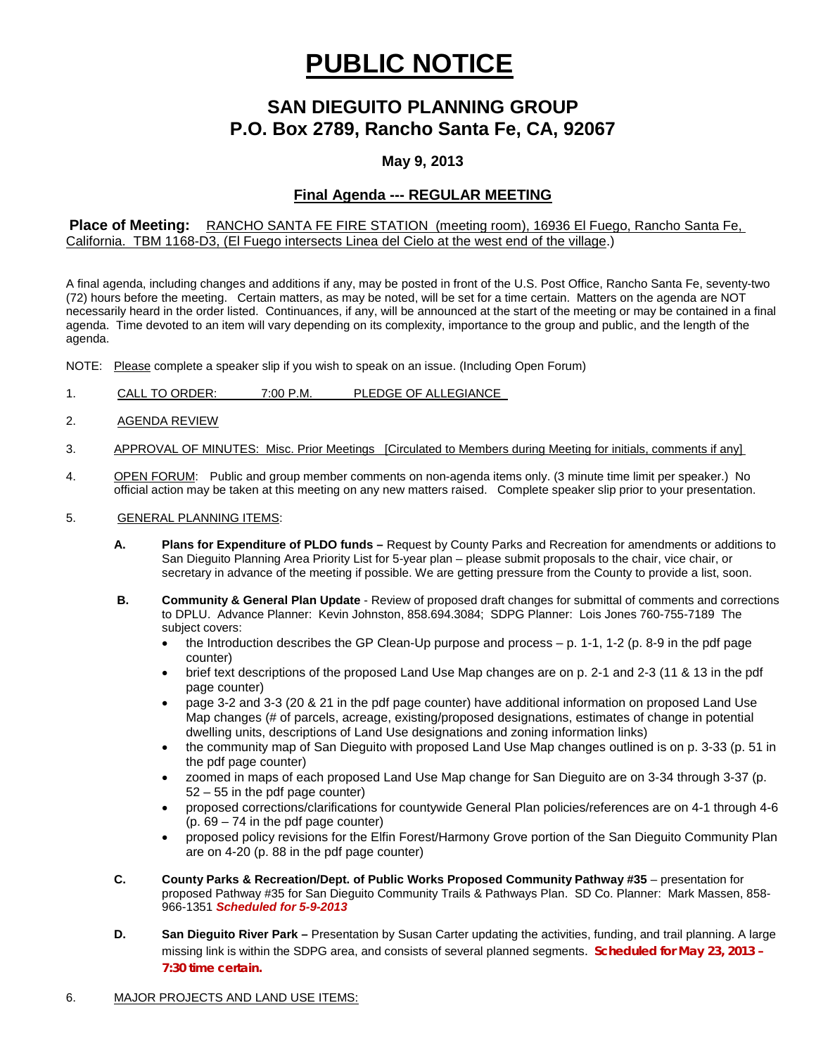# PUBLIC NOTICE

## SAN DIEGUITO PLANNING GROUP
## P.O. Box 2789, Rancho Santa Fe, CA, 92067

### May 9, 2013

### Final Agenda --- REGULAR MEETING

**Place of Meeting:** RANCHO SANTA FE FIRE STATION (meeting room), 16936 El Fuego, Rancho Santa Fe, California. TBM 1168-D3, (El Fuego intersects Linea del Cielo at the west end of the village.)

A final agenda, including changes and additions if any, may be posted in front of the U.S. Post Office, Rancho Santa Fe, seventy-two (72) hours before the meeting. Certain matters, as may be noted, will be set for a time certain. Matters on the agenda are NOT necessarily heard in the order listed. Continuances, if any, will be announced at the start of the meeting or may be contained in a final agenda. Time devoted to an item will vary depending on its complexity, importance to the group and public, and the length of the agenda.

NOTE: Please complete a speaker slip if you wish to speak on an issue. (Including Open Forum)

1. CALL TO ORDER: 7:00 P.M. PLEDGE OF ALLEGIANCE

2. AGENDA REVIEW

3. APPROVAL OF MINUTES: Misc. Prior Meetings [Circulated to Members during Meeting for initials, comments if any]

4. OPEN FORUM: Public and group member comments on non-agenda items only. (3 minute time limit per speaker.) No official action may be taken at this meeting on any new matters raised. Complete speaker slip prior to your presentation.

5. GENERAL PLANNING ITEMS:

   **A.** **Plans for Expenditure of PLDO funds –** Request by County Parks and Recreation for amendments or additions to San Dieguito Planning Area Priority List for 5-year plan – please submit proposals to the chair, vice chair, or secretary in advance of the meeting if possible. We are getting pressure from the County to provide a list, soon.

   **B.** **Community & General Plan Update** - Review of proposed draft changes for submittal of comments and corrections to DPLU. Advance Planner: Kevin Johnston, 858.694.3084; SDPG Planner: Lois Jones 760-755-7189 The subject covers:
   - the Introduction describes the GP Clean-Up purpose and process – p. 1-1, 1-2 (p. 8-9 in the pdf page counter)
   - brief text descriptions of the proposed Land Use Map changes are on p. 2-1 and 2-3 (11 & 13 in the pdf page counter)
   - page 3-2 and 3-3 (20 & 21 in the pdf page counter) have additional information on proposed Land Use Map changes (# of parcels, acreage, existing/proposed designations, estimates of change in potential dwelling units, descriptions of Land Use designations and zoning information links)
   - the community map of San Dieguito with proposed Land Use Map changes outlined is on p. 3-33 (p. 51 in the pdf page counter)
   - zoomed in maps of each proposed Land Use Map change for San Dieguito are on 3-34 through 3-37 (p. 52 – 55 in the pdf page counter)
   - proposed corrections/clarifications for countywide General Plan policies/references are on 4-1 through 4-6 (p. 69 – 74 in the pdf page counter)
   - proposed policy revisions for the Elfin Forest/Harmony Grove portion of the San Dieguito Community Plan are on 4-20 (p. 88 in the pdf page counter)

   **C.** **County Parks & Recreation/Dept. of Public Works Proposed Community Pathway #35** – presentation for proposed Pathway #35 for San Dieguito Community Trails & Pathways Plan. SD Co. Planner: Mark Massen, 858-966-1351 ***Scheduled for 5-9-2013***

   **D.** **San Dieguito River Park –** Presentation by Susan Carter updating the activities, funding, and trail planning. A large missing link is within the SDPG area, and consists of several planned segments. **Scheduled for May 23, 2013 – 7:30 time certain.**

6. MAJOR PROJECTS AND LAND USE ITEMS: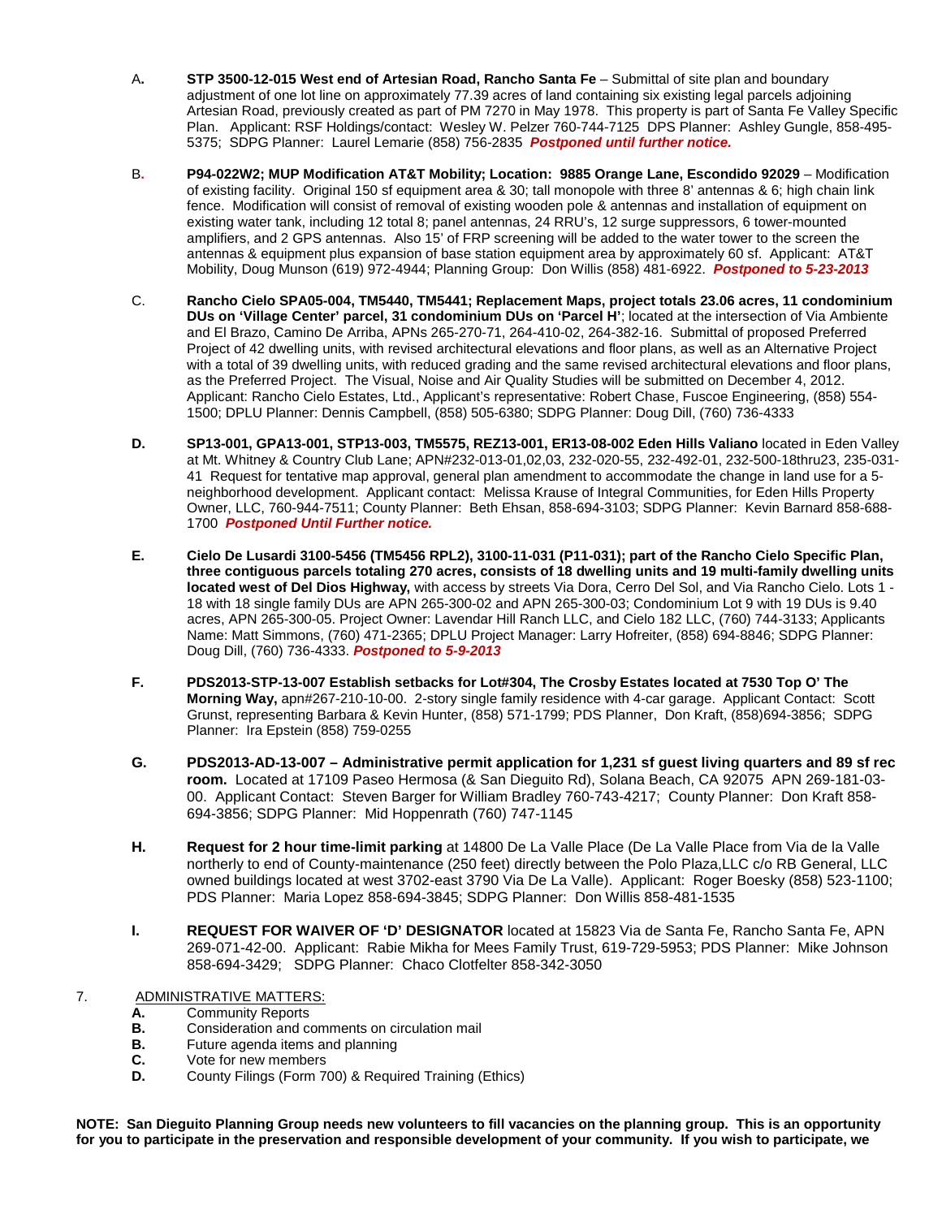A. **STP 3500-12-015 West end of Artesian Road, Rancho Santa Fe** – Submittal of site plan and boundary adjustment of one lot line on approximately 77.39 acres of land containing six existing legal parcels adjoining Artesian Road, previously created as part of PM 7270 in May 1978. This property is part of Santa Fe Valley Specific Plan. Applicant: RSF Holdings/contact: Wesley W. Pelzer 760-744-7125 DPS Planner: Ashley Gungle, 858-495-5375; SDPG Planner: Laurel Lemarie (858) 756-2835 ***Postponed until further notice.***

B. **P94-022W2; MUP Modification AT&T Mobility; Location: 9885 Orange Lane, Escondido 92029** – Modification of existing facility. Original 150 sf equipment area & 30; tall monopole with three 8' antennas & 6; high chain link fence. Modification will consist of removal of existing wooden pole & antennas and installation of equipment on existing water tank, including 12 total 8; panel antennas, 24 RRU's, 12 surge suppressors, 6 tower-mounted amplifiers, and 2 GPS antennas. Also 15' of FRP screening will be added to the water tower to the screen the antennas & equipment plus expansion of base station equipment area by approximately 60 sf. Applicant: AT&T Mobility, Doug Munson (619) 972-4944; Planning Group: Don Willis (858) 481-6922. ***Postponed to 5-23-2013***

C. **Rancho Cielo SPA05-004, TM5440, TM5441; Replacement Maps, project totals 23.06 acres, 11 condominium DUs on 'Village Center' parcel, 31 condominium DUs on 'Parcel H'**; located at the intersection of Via Ambiente and El Brazo, Camino De Arriba, APNs 265-270-71, 264-410-02, 264-382-16. Submittal of proposed Preferred Project of 42 dwelling units, with revised architectural elevations and floor plans, as well as an Alternative Project with a total of 39 dwelling units, with reduced grading and the same revised architectural elevations and floor plans, as the Preferred Project. The Visual, Noise and Air Quality Studies will be submitted on December 4, 2012. Applicant: Rancho Cielo Estates, Ltd., Applicant's representative: Robert Chase, Fuscoe Engineering, (858) 554-1500; DPLU Planner: Dennis Campbell, (858) 505-6380; SDPG Planner: Doug Dill, (760) 736-4333

**D.** **SP13-001, GPA13-001, STP13-003, TM5575, REZ13-001, ER13-08-002 Eden Hills Valiano** located in Eden Valley at Mt. Whitney & Country Club Lane; APN#232-013-01,02,03, 232-020-55, 232-492-01, 232-500-18thru23, 235-031-41 Request for tentative map approval, general plan amendment to accommodate the change in land use for a 5-neighborhood development. Applicant contact: Melissa Krause of Integral Communities, for Eden Hills Property Owner, LLC, 760-944-7511; County Planner: Beth Ehsan, 858-694-3103; SDPG Planner: Kevin Barnard 858-688-1700 ***Postponed Until Further notice.***

**E.** **Cielo De Lusardi 3100-5456 (TM5456 RPL2), 3100-11-031 (P11-031); part of the Rancho Cielo Specific Plan, three contiguous parcels totaling 270 acres, consists of 18 dwelling units and 19 multi-family dwelling units located west of Del Dios Highway,** with access by streets Via Dora, Cerro Del Sol, and Via Rancho Cielo. Lots 1 - 18 with 18 single family DUs are APN 265-300-02 and APN 265-300-03; Condominium Lot 9 with 19 DUs is 9.40 acres, APN 265-300-05. Project Owner: Lavendar Hill Ranch LLC, and Cielo 182 LLC, (760) 744-3133; Applicants Name: Matt Simmons, (760) 471-2365; DPLU Project Manager: Larry Hofreiter, (858) 694-8846; SDPG Planner: Doug Dill, (760) 736-4333. ***Postponed to 5-9-2013***

**F.** **PDS2013-STP-13-007 Establish setbacks for Lot#304, The Crosby Estates located at 7530 Top O' The Morning Way,** apn#267-210-10-00. 2-story single family residence with 4-car garage. Applicant Contact: Scott Grunst, representing Barbara & Kevin Hunter, (858) 571-1799; PDS Planner, Don Kraft, (858)694-3856; SDPG Planner: Ira Epstein (858) 759-0255

**G.** **PDS2013-AD-13-007 – Administrative permit application for 1,231 sf guest living quarters and 89 sf rec room.** Located at 17109 Paseo Hermosa (& San Dieguito Rd), Solana Beach, CA 92075 APN 269-181-03-00. Applicant Contact: Steven Barger for William Bradley 760-743-4217; County Planner: Don Kraft 858-694-3856; SDPG Planner: Mid Hoppenrath (760) 747-1145

**H.** **Request for 2 hour time-limit parking** at 14800 De La Valle Place (De La Valle Place from Via de la Valle northerly to end of County-maintenance (250 feet) directly between the Polo Plaza,LLC c/o RB General, LLC owned buildings located at west 3702-east 3790 Via De La Valle). Applicant: Roger Boesky (858) 523-1100; PDS Planner: Maria Lopez 858-694-3845; SDPG Planner: Don Willis 858-481-1535

**I.** **REQUEST FOR WAIVER OF 'D' DESIGNATOR** located at 15823 Via de Santa Fe, Rancho Santa Fe, APN 269-071-42-00. Applicant: Rabie Mikha for Mees Family Trust, 619-729-5953; PDS Planner: Mike Johnson 858-694-3429; SDPG Planner: Chaco Clotfelter 858-342-3050

7. <u>ADMINISTRATIVE MATTERS:</u>

   **A.** Community Reports
   **B.** Consideration and comments on circulation mail
   **B.** Future agenda items and planning
   **C.** Vote for new members
   **D.** County Filings (Form 700) & Required Training (Ethics)

**NOTE: San Dieguito Planning Group needs new volunteers to fill vacancies on the planning group. This is an opportunity for you to participate in the preservation and responsible development of your community. If you wish to participate, we**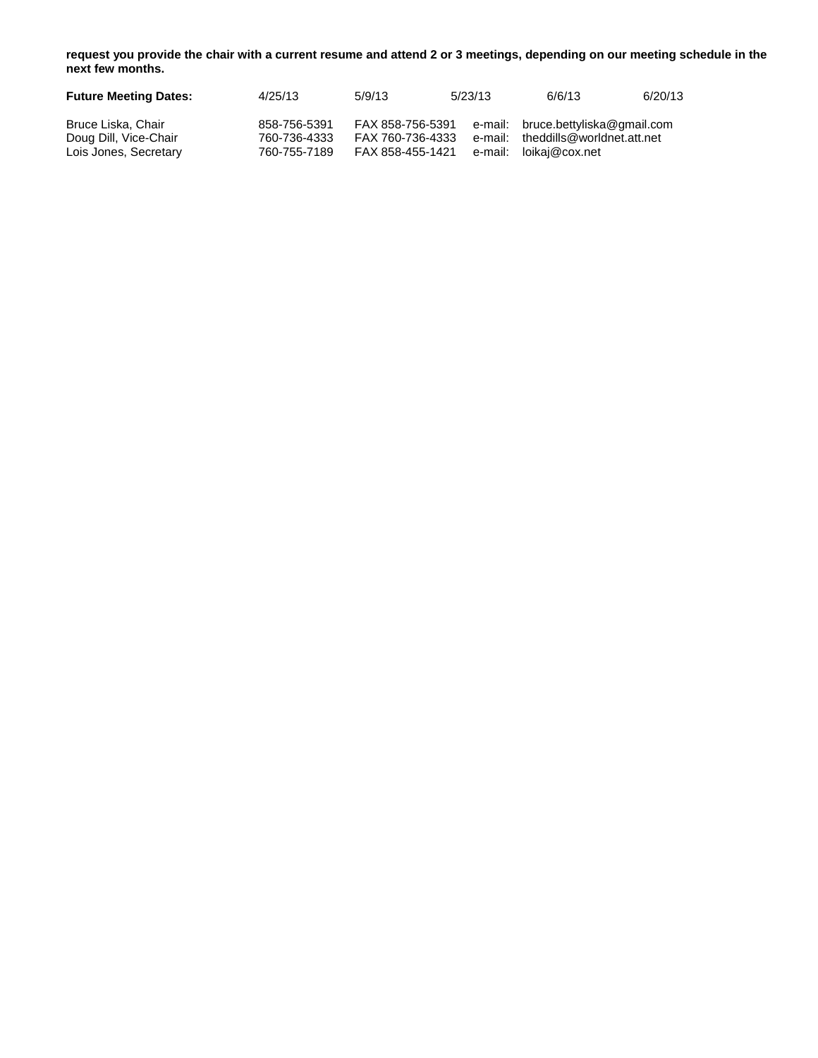**request you provide the chair with a current resume and attend 2 or 3 meetings, depending on our meeting schedule in the next few months.**

| **Future Meeting Dates:** | 4/25/13 | 5/9/13 | 5/23/13 | 6/6/13 | 6/20/13 |
|---|---|---|---|---|---|

| | | | |
|---|---|---|---|
| Bruce Liska, Chair | 858-756-5391 | FAX 858-756-5391 | e-mail: bruce.bettyliska@gmail.com |
| Doug Dill, Vice-Chair | 760-736-4333 | FAX 760-736-4333 | e-mail: theddills@worldnet.att.net |
| Lois Jones, Secretary | 760-755-7189 | FAX 858-455-1421 | e-mail: loikaj@cox.net |